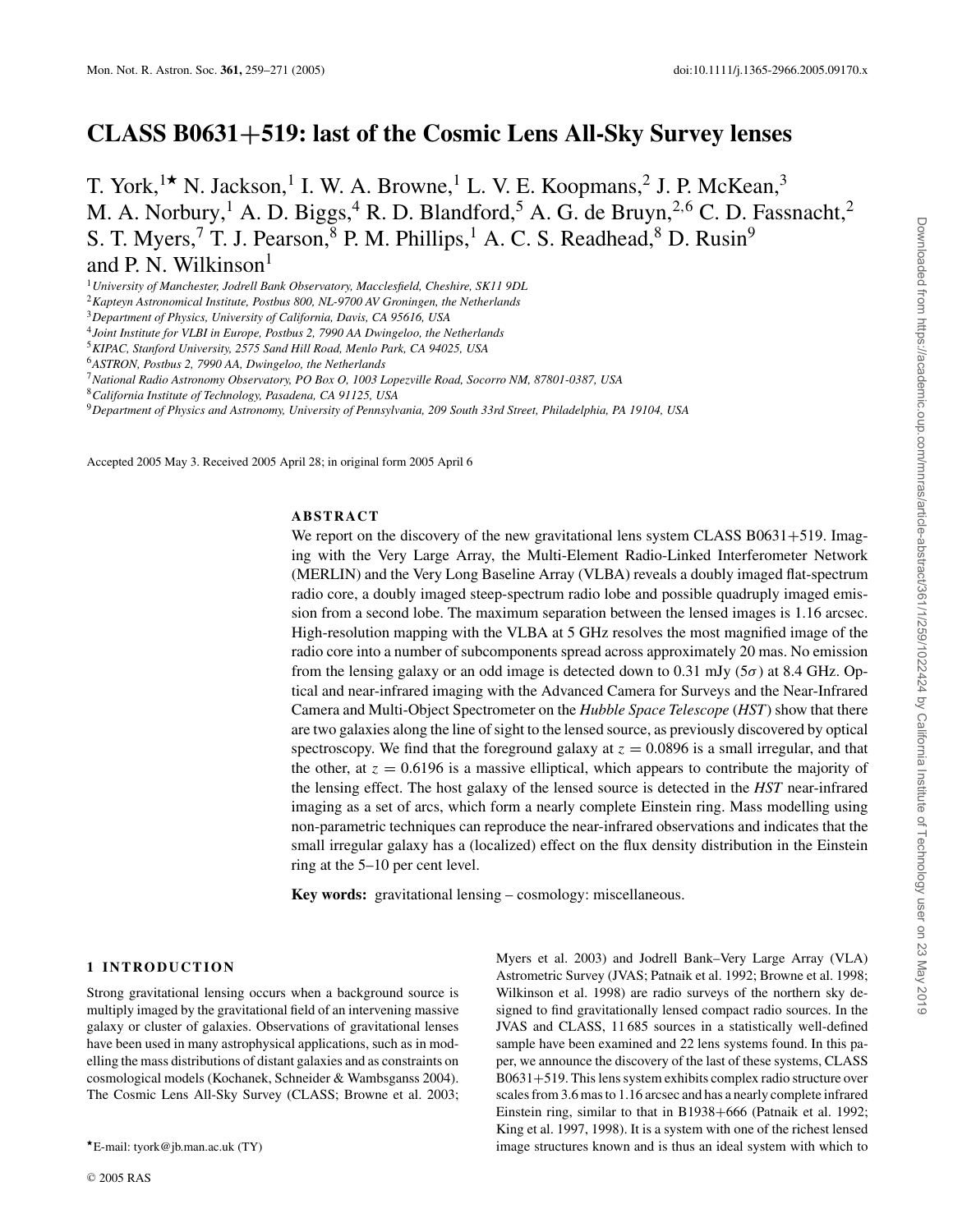# CLASS B0631+519: last of the Cosmic Lens All-Sky Survey lenses

T. York,[1⋆] N. Jackson,[1] I. W. A. Browne,[1] L. V. E. Koopmans,[2] J. P. McKean,[3] M. A. Norbury,[1] A. D. Biggs,[4] R. D. Blandford,[5] A. G. de Bruyn,[2,6] C. D. Fassnacht,[2] S. T. Myers,[7] T. J. Pearson,[8] P. M. Phillips,[1] A. C. S. Readhead,[8] D. Rusin[9] and P. N. Wilkinson[1]

[1] *University of Manchester, Jodrell Bank Observatory, Macclesfield, Cheshire, SK11 9DL*
[2] *Kapteyn Astronomical Institute, Postbus 800, NL-9700 AV Groningen, the Netherlands*
[3] *Department of Physics, University of California, Davis, CA 95616, USA*
[4] *Joint Institute for VLBI in Europe, Postbus 2, 7990 AA Dwingeloo, the Netherlands*
[5] *KIPAC, Stanford University, 2575 Sand Hill Road, Menlo Park, CA 94025, USA*
[6] *ASTRON, Postbus 2, 7990 AA, Dwingeloo, the Netherlands*
[7] *National Radio Astronomy Observatory, PO Box O, 1003 Lopezville Road, Socorro NM, 87801-0387, USA*
[8] *California Institute of Technology, Pasadena, CA 91125, USA*
[9] *Department of Physics and Astronomy, University of Pennsylvania, 209 South 33rd Street, Philadelphia, PA 19104, USA*

Accepted 2005 May 3. Received 2005 April 28; in original form 2005 April 6

## ABSTRACT

We report on the discovery of the new gravitational lens system CLASS B0631+519. Imaging with the Very Large Array, the Multi-Element Radio-Linked Interferometer Network (MERLIN) and the Very Long Baseline Array (VLBA) reveals a doubly imaged flat-spectrum radio core, a doubly imaged steep-spectrum radio lobe and possible quadruply imaged emission from a second lobe. The maximum separation between the lensed images is 1.16 arcsec. High-resolution mapping with the VLBA at 5 GHz resolves the most magnified image of the radio core into a number of subcomponents spread across approximately 20 mas. No emission from the lensing galaxy or an odd image is detected down to 0.31 mJy ($5\sigma$) at 8.4 GHz. Optical and near-infrared imaging with the Advanced Camera for Surveys and the Near-Infrared Camera and Multi-Object Spectrometer on the *Hubble Space Telescope* (*HST*) show that there are two galaxies along the line of sight to the lensed source, as previously discovered by optical spectroscopy. We find that the foreground galaxy at $z = 0.0896$ is a small irregular, and that the other, at $z = 0.6196$ is a massive elliptical, which appears to contribute the majority of the lensing effect. The host galaxy of the lensed source is detected in the *HST* near-infrared imaging as a set of arcs, which form a nearly complete Einstein ring. Mass modelling using non-parametric techniques can reproduce the near-infrared observations and indicates that the small irregular galaxy has a (localized) effect on the flux density distribution in the Einstein ring at the 5–10 per cent level.

**Key words:** gravitational lensing – cosmology: miscellaneous.

## 1 INTRODUCTION

Strong gravitational lensing occurs when a background source is multiply imaged by the gravitational field of an intervening massive galaxy or cluster of galaxies. Observations of gravitational lenses have been used in many astrophysical applications, such as in modelling the mass distributions of distant galaxies and as constraints on cosmological models (Kochanek, Schneider & Wambsganss 2004). The Cosmic Lens All-Sky Survey (CLASS; Browne et al. 2003; Myers et al. 2003) and Jodrell Bank–Very Large Array (VLA) Astrometric Survey (JVAS; Patnaik et al. 1992; Browne et al. 1998; Wilkinson et al. 1998) are radio surveys of the northern sky designed to find gravitationally lensed compact radio sources. In the JVAS and CLASS, 11 685 sources in a statistically well-defined sample have been examined and 22 lens systems found. In this paper, we announce the discovery of the last of these systems, CLASS B0631+519. This lens system exhibits complex radio structure over scales from 3.6 mas to 1.16 arcsec and has a nearly complete infrared Einstein ring, similar to that in B1938+666 (Patnaik et al. 1992; King et al. 1997, 1998). It is a system with one of the richest lensed image structures known and is thus an ideal system with which to

⋆E-mail: tyork@jb.man.ac.uk (TY)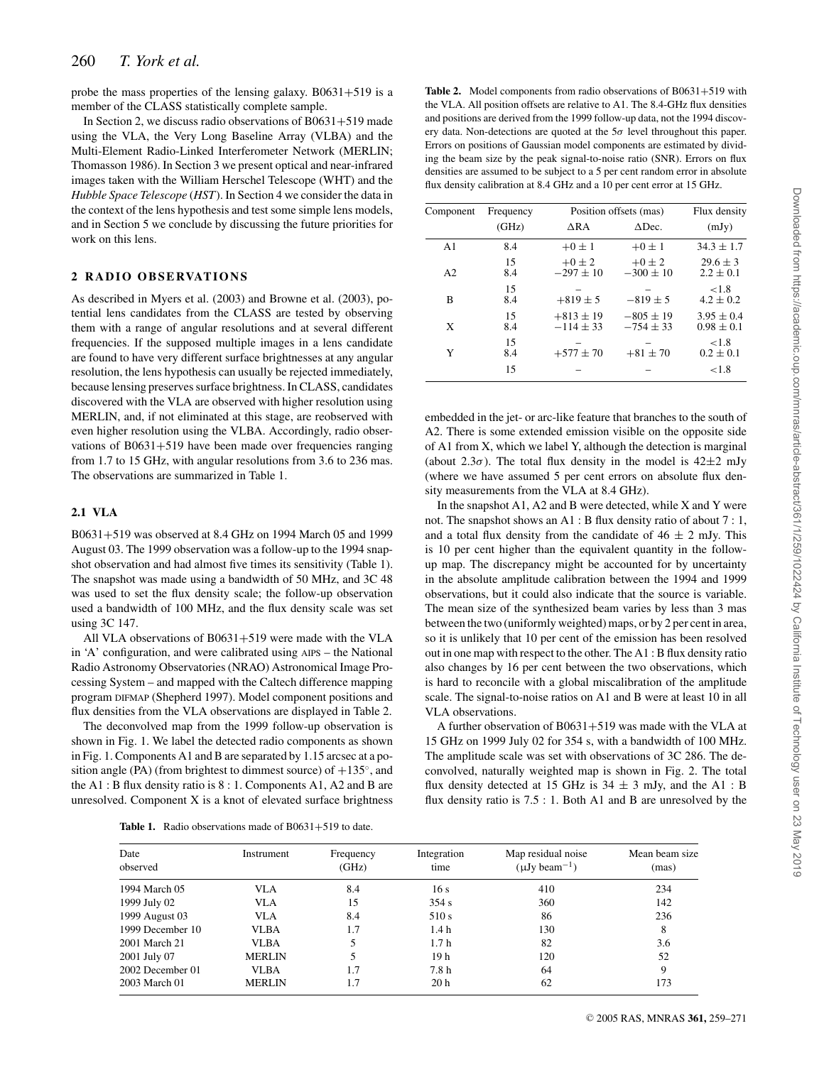probe the mass properties of the lensing galaxy. B0631+519 is a member of the CLASS statistically complete sample.

In Section 2, we discuss radio observations of B0631+519 made using the VLA, the Very Long Baseline Array (VLBA) and the Multi-Element Radio-Linked Interferometer Network (MERLIN; Thomasson 1986). In Section 3 we present optical and near-infrared images taken with the William Herschel Telescope (WHT) and the *Hubble Space Telescope* (*HST*). In Section 4 we consider the data in the context of the lens hypothesis and test some simple lens models, and in Section 5 we conclude by discussing the future priorities for work on this lens.

## 2 RADIO OBSERVATIONS

As described in Myers et al. (2003) and Browne et al. (2003), potential lens candidates from the CLASS are tested by observing them with a range of angular resolutions and at several different frequencies. If the supposed multiple images in a lens candidate are found to have very different surface brightnesses at any angular resolution, the lens hypothesis can usually be rejected immediately, because lensing preserves surface brightness. In CLASS, candidates discovered with the VLA are observed with higher resolution using MERLIN, and, if not eliminated at this stage, are reobserved with even higher resolution using the VLBA. Accordingly, radio observations of B0631+519 have been made over frequencies ranging from 1.7 to 15 GHz, with angular resolutions from 3.6 to 236 mas. The observations are summarized in Table 1.

### 2.1 VLA

B0631+519 was observed at 8.4 GHz on 1994 March 05 and 1999 August 03. The 1999 observation was a follow-up to the 1994 snapshot observation and had almost five times its sensitivity (Table 1). The snapshot was made using a bandwidth of 50 MHz, and 3C 48 was used to set the flux density scale; the follow-up observation used a bandwidth of 100 MHz, and the flux density scale was set using 3C 147.

All VLA observations of B0631+519 were made with the VLA in 'A' configuration, and were calibrated using AIPS – the National Radio Astronomy Observatories (NRAO) Astronomical Image Processing System – and mapped with the Caltech difference mapping program DIFMAP (Shepherd 1997). Model component positions and flux densities from the VLA observations are displayed in Table 2.

The deconvolved map from the 1999 follow-up observation is shown in Fig. 1. We label the detected radio components as shown in Fig. 1. Components A1 and B are separated by 1.15 arcsec at a position angle (PA) (from brightest to dimmest source) of $+135°$, and the A1 : B flux density ratio is 8 : 1. Components A1, A2 and B are unresolved. Component X is a knot of elevated surface brightness embedded in the jet- or arc-like feature that branches to the south of A2. There is some extended emission visible on the opposite side of A1 from X, which we label Y, although the detection is marginal (about $2.3\sigma$). The total flux density in the model is $42\pm2$ mJy (where we have assumed 5 per cent errors on absolute flux density measurements from the VLA at 8.4 GHz).

In the snapshot A1, A2 and B were detected, while X and Y were not. The snapshot shows an A1 : B flux density ratio of about 7 : 1, and a total flux density from the candidate of $46 \pm 2$ mJy. This is 10 per cent higher than the equivalent quantity in the follow-up map. The discrepancy might be accounted for by uncertainty in the absolute amplitude calibration between the 1994 and 1999 observations, but it could also indicate that the source is variable. The mean size of the synthesized beam varies by less than 3 mas between the two (uniformly weighted) maps, or by 2 per cent in area, so it is unlikely that 10 per cent of the emission has been resolved out in one map with respect to the other. The A1 : B flux density ratio also changes by 16 per cent between the two observations, which is hard to reconcile with a global miscalibration of the amplitude scale. The signal-to-noise ratios on A1 and B were at least 10 in all VLA observations.

A further observation of B0631+519 was made with the VLA at 15 GHz on 1999 July 02 for 354 s, with a bandwidth of 100 MHz. The amplitude scale was set with observations of 3C 286. The deconvolved, naturally weighted map is shown in Fig. 2. The total flux density detected at 15 GHz is $34 \pm 3$ mJy, and the A1 : B flux density ratio is 7.5 : 1. Both A1 and B are unresolved by the

**Table 2.** Model components from radio observations of B0631+519 with the VLA. All position offsets are relative to A1. The 8.4-GHz flux densities and positions are derived from the 1999 follow-up data, not the 1994 discovery data. Non-detections are quoted at the $5\sigma$ level throughout this paper. Errors on positions of Gaussian model components are estimated by dividing the beam size by the peak signal-to-noise ratio (SNR). Errors on flux densities are assumed to be subject to a 5 per cent random error in absolute flux density calibration at 8.4 GHz and a 10 per cent error at 15 GHz.

| Component | Frequency (GHz) | Position offsets (mas) $\Delta$RA | $\Delta$Dec. | Flux density (mJy) |
|---|---|---|---|---|
| A1 | 8.4 | $+0 \pm 1$ | $+0 \pm 1$ | $34.3 \pm 1.7$ |
| | 15 | $+0 \pm 2$ | $+0 \pm 2$ | $29.6 \pm 3$ |
| A2 | 8.4 | $-297 \pm 10$ | $-300 \pm 10$ | $2.2 \pm 0.1$ |
| | 15 | – | – | $<1.8$ |
| B | 8.4 | $+819 \pm 5$ | $-819 \pm 5$ | $4.2 \pm 0.2$ |
| | 15 | $+813 \pm 19$ | $-805 \pm 19$ | $3.95 \pm 0.4$ |
| X | 8.4 | $-114 \pm 33$ | $-754 \pm 33$ | $0.98 \pm 0.1$ |
| | 15 | – | – | $<1.8$ |
| Y | 8.4 | $+577 \pm 70$ | $+81 \pm 70$ | $0.2 \pm 0.1$ |
| | 15 | – | – | $<1.8$ |

**Table 1.** Radio observations made of B0631+519 to date.

| Date observed | Instrument | Frequency (GHz) | Integration time | Map residual noise ($\mu$Jy beam$^{-1}$) | Mean beam size (mas) |
|---|---|---|---|---|---|
| 1994 March 05 | VLA | 8.4 | 16 s | 410 | 234 |
| 1999 July 02 | VLA | 15 | 354 s | 360 | 142 |
| 1999 August 03 | VLA | 8.4 | 510 s | 86 | 236 |
| 1999 December 10 | VLBA | 1.7 | 1.4 h | 130 | 8 |
| 2001 March 21 | VLBA | 5 | 1.7 h | 82 | 3.6 |
| 2001 July 07 | MERLIN | 5 | 19 h | 120 | 52 |
| 2002 December 01 | VLBA | 1.7 | 7.8 h | 64 | 9 |
| 2003 March 01 | MERLIN | 1.7 | 20 h | 62 | 173 |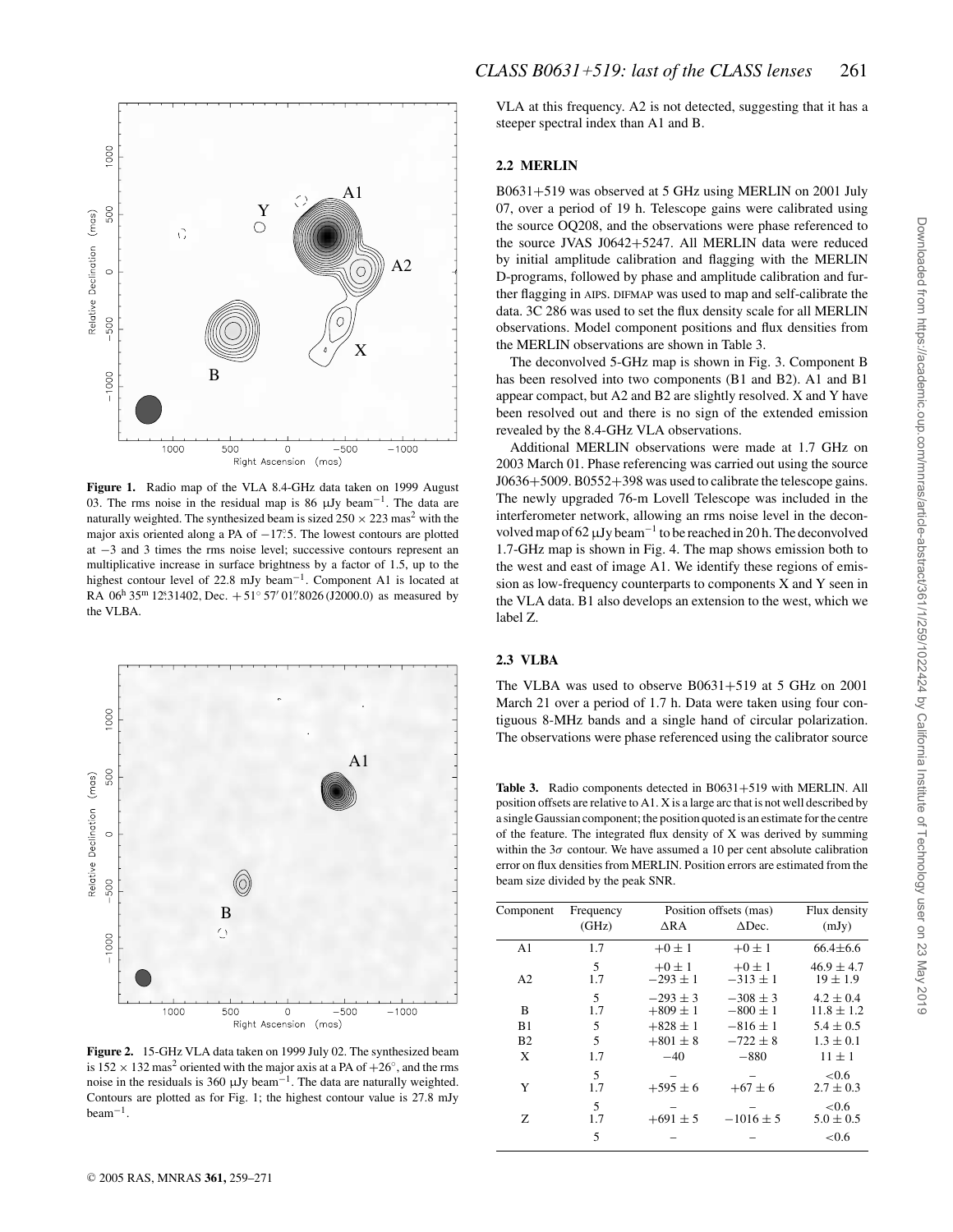Figure 1. Radio map of the VLA 8.4-GHz data taken on 1999 August 03. The rms noise in the residual map is 86 μJy beam$^{-1}$. The data are naturally weighted. The synthesized beam is sized $250 \times 223$ mas$^2$ with the major axis oriented along a PA of $-17.5^\circ$. The lowest contours are plotted at $-3$ and 3 times the rms noise level; successive contours represent an multiplicative increase in surface brightness by a factor of 1.5, up to the highest contour level of 22.8 mJy beam$^{-1}$. Component A1 is located at RA $06^h 35^m 12.31402^s$, Dec. $+51^\circ 57' 01.8026''$ (J2000.0) as measured by the VLBA.

Figure 2. 15-GHz VLA data taken on 1999 July 02. The synthesized beam is $152 \times 132$ mas$^2$ oriented with the major axis at a PA of $+26^\circ$, and the rms noise in the residuals is 360 μJy beam$^{-1}$. The data are naturally weighted. Contours are plotted as for Fig. 1; the highest contour value is 27.8 mJy beam$^{-1}$.

VLA at this frequency. A2 is not detected, suggesting that it has a steeper spectral index than A1 and B.

### 2.2 MERLIN

B0631+519 was observed at 5 GHz using MERLIN on 2001 July 07, over a period of 19 h. Telescope gains were calibrated using the source OQ208, and the observations were phase referenced to the source JVAS J0642+5247. All MERLIN data were reduced by initial amplitude calibration and flagging with the MERLIN D-programs, followed by phase and amplitude calibration and further flagging in AIPS. DIFMAP was used to map and self-calibrate the data. 3C 286 was used to set the flux density scale for all MERLIN observations. Model component positions and flux densities from the MERLIN observations are shown in Table 3.

The deconvolved 5-GHz map is shown in Fig. 3. Component B has been resolved into two components (B1 and B2). A1 and B1 appear compact, but A2 and B2 are slightly resolved. X and Y have been resolved out and there is no sign of the extended emission revealed by the 8.4-GHz VLA observations.

Additional MERLIN observations were made at 1.7 GHz on 2003 March 01. Phase referencing was carried out using the source J0636+5009. B0552+398 was used to calibrate the telescope gains. The newly upgraded 76-m Lovell Telescope was included in the interferometer network, allowing an rms noise level in the deconvolved map of 62 μJy beam$^{-1}$ to be reached in 20 h. The deconvolved 1.7-GHz map is shown in Fig. 4. The map shows emission both to the west and east of image A1. We identify these regions of emission as low-frequency counterparts to components X and Y seen in the VLA data. B1 also develops an extension to the west, which we label Z.

### 2.3 VLBA

The VLBA was used to observe B0631+519 at 5 GHz on 2001 March 21 over a period of 1.7 h. Data were taken using four contiguous 8-MHz bands and a single hand of circular polarization. The observations were phase referenced using the calibrator source

**Table 3.** Radio components detected in B0631+519 with MERLIN. All position offsets are relative to A1. X is a large arc that is not well described by a single Gaussian component; the position quoted is an estimate for the centre of the feature. The integrated flux density of X was derived by summing within the 3σ contour. We have assumed a 10 per cent absolute calibration error on flux densities from MERLIN. Position errors are estimated from the beam size divided by the peak SNR.

| Component | Frequency (GHz) | Position offsets (mas) ΔRA | ΔDec. | Flux density (mJy) |
|---|---|---|---|---|
| A1 | 1.7 | $+0 \pm 1$ | $+0 \pm 1$ | $66.4 \pm 6.6$ |
| | 5 | $+0 \pm 1$ | $+0 \pm 1$ | $46.9 \pm 4.7$ |
| A2 | 1.7 | $-293 \pm 1$ | $-313 \pm 1$ | $19 \pm 1.9$ |
| | 5 | $-293 \pm 3$ | $-308 \pm 3$ | $4.2 \pm 0.4$ |
| B | 1.7 | $+809 \pm 1$ | $-800 \pm 1$ | $11.8 \pm 1.2$ |
| B1 | 5 | $+828 \pm 1$ | $-816 \pm 1$ | $5.4 \pm 0.5$ |
| B2 | 5 | $+801 \pm 8$ | $-722 \pm 8$ | $1.3 \pm 0.1$ |
| X | 1.7 | $-40$ | $-880$ | $11 \pm 1$ |
| | 5 | – | – | $<0.6$ |
| Y | 1.7 | $+595 \pm 6$ | $+67 \pm 6$ | $2.7 \pm 0.3$ |
| | 5 | – | – | $<0.6$ |
| Z | 1.7 | $+691 \pm 5$ | $-1016 \pm 5$ | $5.0 \pm 0.5$ |
| | 5 | – | – | $<0.6$ |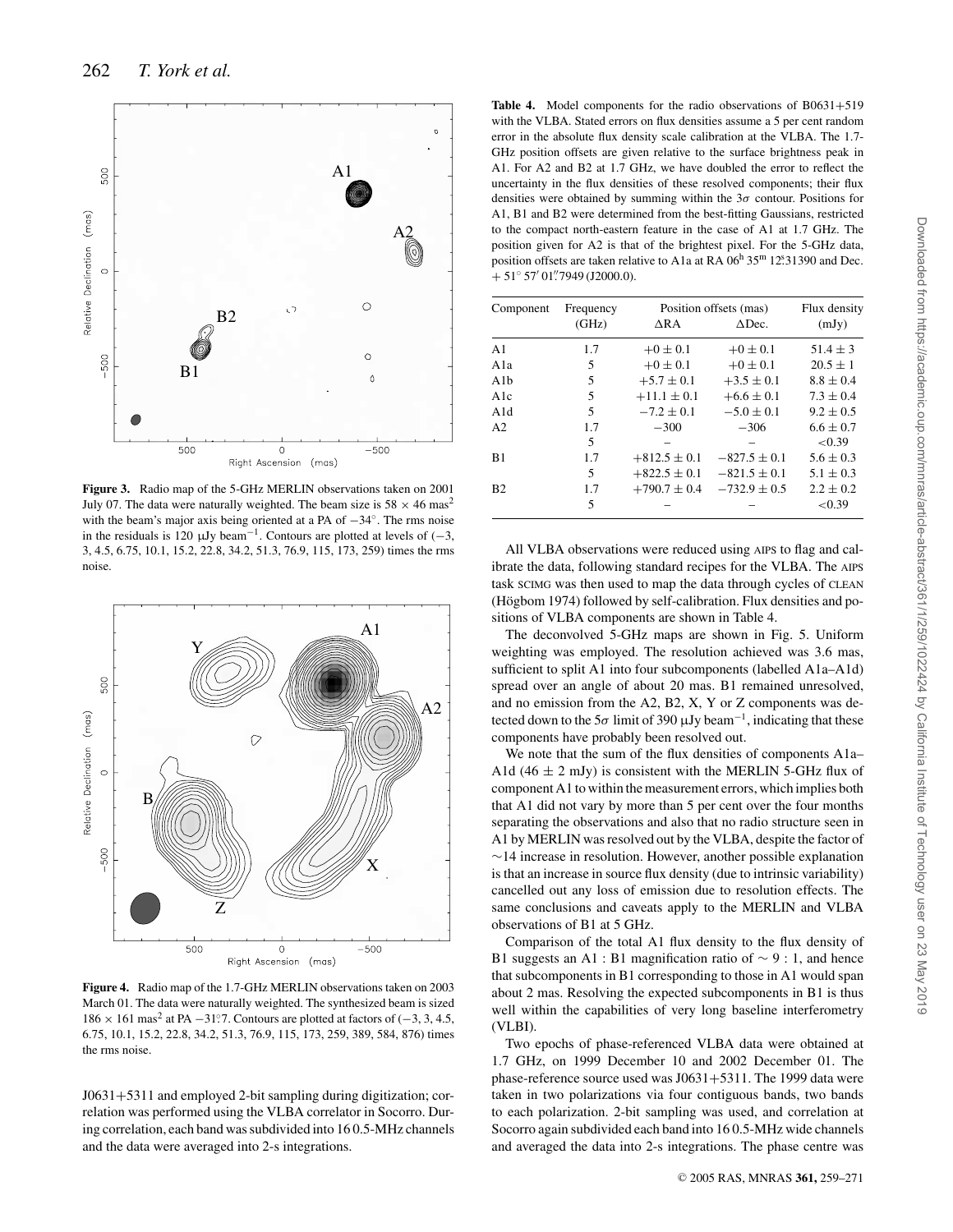**Figure 3.** Radio map of the 5-GHz MERLIN observations taken on 2001 July 07. The data were naturally weighted. The beam size is $58 \times 46$ mas$^2$ with the beam's major axis being oriented at a PA of $-34°$. The rms noise in the residuals is 120 μJy beam$^{-1}$. Contours are plotted at levels of (−3, 3, 4.5, 6.75, 10.1, 15.2, 22.8, 34.2, 51.3, 76.9, 115, 173, 259) times the rms noise.

**Figure 4.** Radio map of the 1.7-GHz MERLIN observations taken on 2003 March 01. The data were naturally weighted. The synthesized beam is sized $186 \times 161$ mas$^2$ at PA −31°.7. Contours are plotted at factors of (−3, 3, 4.5, 6.75, 10.1, 15.2, 22.8, 34.2, 51.3, 76.9, 115, 173, 259, 389, 584, 876) times the rms noise.

J0631+5311 and employed 2-bit sampling during digitization; correlation was performed using the VLBA correlator in Socorro. During correlation, each band was subdivided into 16 0.5-MHz channels and the data were averaged into 2-s integrations.

**Table 4.** Model components for the radio observations of B0631+519 with the VLBA. Stated errors on flux densities assume a 5 per cent random error in the absolute flux density scale calibration at the VLBA. The 1.7-GHz position offsets are given relative to the surface brightness peak in A1. For A2 and B2 at 1.7 GHz, we have doubled the error to reflect the uncertainty in the flux densities of these resolved components; their flux densities were obtained by summing within the 3$\sigma$ contour. Positions for A1, B1 and B2 were determined from the best-fitting Gaussians, restricted to the compact north-eastern feature in the case of A1 at 1.7 GHz. The position given for A2 is that of the brightest pixel. For the 5-GHz data, position offsets are taken relative to A1a at RA 06$^{\mathrm{h}}$ 35$^{\mathrm{m}}$ 12$^{\mathrm{s}}$.31390 and Dec. + 51° 57′ 01″.7949 (J2000.0).

| Component | Frequency (GHz) | Position offsets (mas) ΔRA | ΔDec. | Flux density (mJy) |
|---|---|---|---|---|
| A1 | 1.7 | +0 ± 0.1 | +0 ± 0.1 | 51.4 ± 3 |
| A1a | 5 | +0 ± 0.1 | +0 ± 0.1 | 20.5 ± 1 |
| A1b | 5 | +5.7 ± 0.1 | +3.5 ± 0.1 | 8.8 ± 0.4 |
| A1c | 5 | +11.1 ± 0.1 | +6.6 ± 0.1 | 7.3 ± 0.4 |
| A1d | 5 | −7.2 ± 0.1 | −5.0 ± 0.1 | 9.2 ± 0.5 |
| A2 | 1.7 | −300 | −306 | 6.6 ± 0.7 |
| | 5 | – | – | <0.39 |
| B1 | 1.7 | +812.5 ± 0.1 | −827.5 ± 0.1 | 5.6 ± 0.3 |
| | 5 | +822.5 ± 0.1 | −821.5 ± 0.1 | 5.1 ± 0.3 |
| B2 | 1.7 | +790.7 ± 0.4 | −732.9 ± 0.5 | 2.2 ± 0.2 |
| | 5 | – | – | <0.39 |

All VLBA observations were reduced using AIPS to flag and calibrate the data, following standard recipes for the VLBA. The AIPS task SCIMG was then used to map the data through cycles of CLEAN (Högbom 1974) followed by self-calibration. Flux densities and positions of VLBA components are shown in Table 4.

The deconvolved 5-GHz maps are shown in Fig. 5. Uniform weighting was employed. The resolution achieved was 3.6 mas, sufficient to split A1 into four subcomponents (labelled A1a–A1d) spread over an angle of about 20 mas. B1 remained unresolved, and no emission from the A2, B2, X, Y or Z components was detected down to the 5$\sigma$ limit of 390 μJy beam$^{-1}$, indicating that these components have probably been resolved out.

We note that the sum of the flux densities of components A1a–A1d (46 ± 2 mJy) is consistent with the MERLIN 5-GHz flux of component A1 to within the measurement errors, which implies both that A1 did not vary by more than 5 per cent over the four months separating the observations and also that no radio structure seen in A1 by MERLIN was resolved out by the VLBA, despite the factor of ∼14 increase in resolution. However, another possible explanation is that an increase in source flux density (due to intrinsic variability) cancelled out any loss of emission due to resolution effects. The same conclusions and caveats apply to the MERLIN and VLBA observations of B1 at 5 GHz.

Comparison of the total A1 flux density to the flux density of B1 suggests an A1 : B1 magnification ratio of ∼ 9 : 1, and hence that subcomponents in B1 corresponding to those in A1 would span about 2 mas. Resolving the expected subcomponents in B1 is thus well within the capabilities of very long baseline interferometry (VLBI).

Two epochs of phase-referenced VLBA data were obtained at 1.7 GHz, on 1999 December 10 and 2002 December 01. The phase-reference source used was J0631+5311. The 1999 data were taken in two polarizations via four contiguous bands, two bands to each polarization. 2-bit sampling was used, and correlation at Socorro again subdivided each band into 16 0.5-MHz wide channels and averaged the data into 2-s integrations. The phase centre was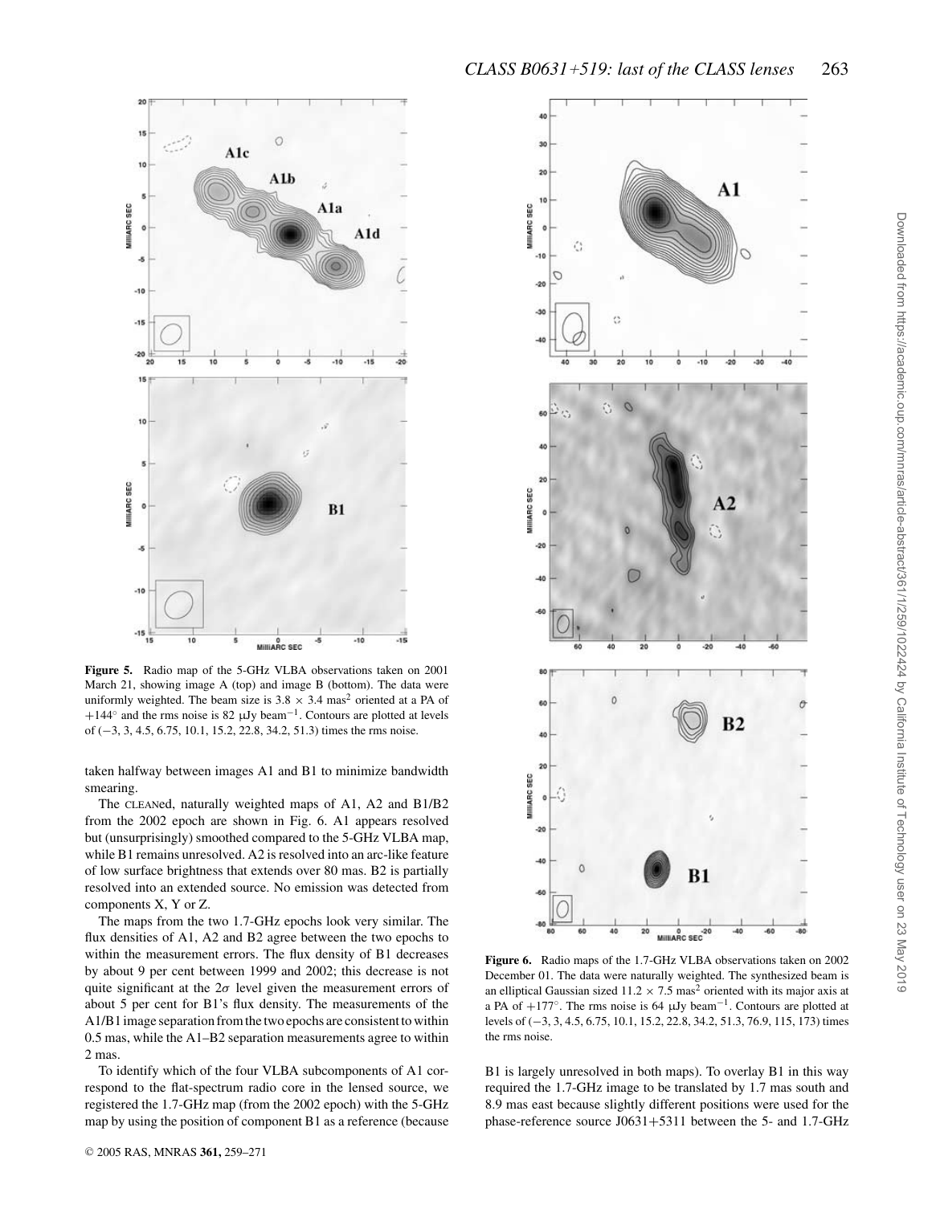**Figure 5.** Radio map of the 5-GHz VLBA observations taken on 2001 March 21, showing image A (top) and image B (bottom). The data were uniformly weighted. The beam size is $3.8 \times 3.4$ mas$^2$ oriented at a PA of $+144°$ and the rms noise is 82 μJy beam$^{-1}$. Contours are plotted at levels of (−3, 3, 4.5, 6.75, 10.1, 15.2, 22.8, 34.2, 51.3) times the rms noise.

taken halfway between images A1 and B1 to minimize bandwidth smearing.

The CLEANed, naturally weighted maps of A1, A2 and B1/B2 from the 2002 epoch are shown in Fig. 6. A1 appears resolved but (unsurprisingly) smoothed compared to the 5-GHz VLBA map, while B1 remains unresolved. A2 is resolved into an arc-like feature of low surface brightness that extends over 80 mas. B2 is partially resolved into an extended source. No emission was detected from components X, Y or Z.

The maps from the two 1.7-GHz epochs look very similar. The flux densities of A1, A2 and B2 agree between the two epochs to within the measurement errors. The flux density of B1 decreases by about 9 per cent between 1999 and 2002; this decrease is not quite significant at the $2\sigma$ level given the measurement errors of about 5 per cent for B1's flux density. The measurements of the A1/B1 image separation from the two epochs are consistent to within 0.5 mas, while the A1–B2 separation measurements agree to within 2 mas.

To identify which of the four VLBA subcomponents of A1 correspond to the flat-spectrum radio core in the lensed source, we registered the 1.7-GHz map (from the 2002 epoch) with the 5-GHz map by using the position of component B1 as a reference (because B1 is largely unresolved in both maps). To overlay B1 in this way required the 1.7-GHz image to be translated by 1.7 mas south and 8.9 mas east because slightly different positions were used for the phase-reference source J0631+5311 between the 5- and 1.7-GHz

**Figure 6.** Radio maps of the 1.7-GHz VLBA observations taken on 2002 December 01. The data were naturally weighted. The synthesized beam is an elliptical Gaussian sized $11.2 \times 7.5$ mas$^2$ oriented with its major axis at a PA of $+177°$. The rms noise is 64 μJy beam$^{-1}$. Contours are plotted at levels of (−3, 3, 4.5, 6.75, 10.1, 15.2, 22.8, 34.2, 51.3, 76.9, 115, 173) times the rms noise.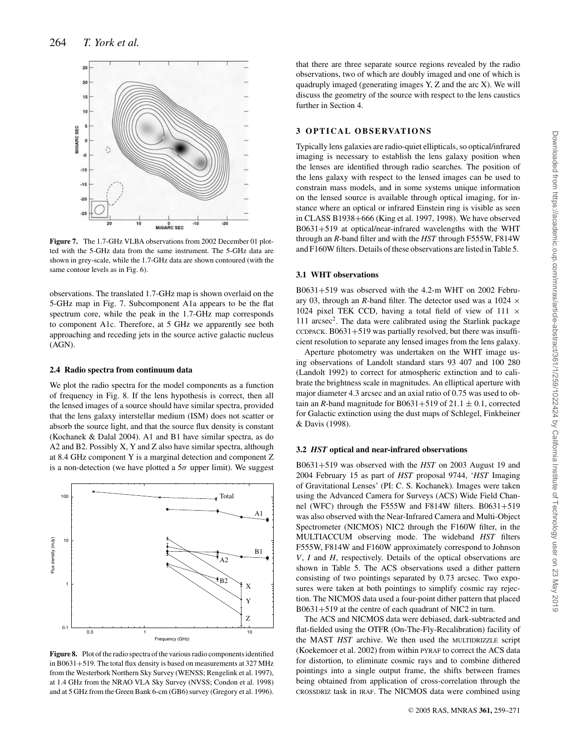**Figure 7.** The 1.7-GHz VLBA observations from 2002 December 01 plotted with the 5-GHz data from the same instrument. The 5-GHz data are shown in grey-scale, while the 1.7-GHz data are shown contoured (with the same contour levels as in Fig. 6).

observations. The translated 1.7-GHz map is shown overlaid on the 5-GHz map in Fig. 7. Subcomponent A1a appears to be the flat spectrum core, while the peak in the 1.7-GHz map corresponds to component A1c. Therefore, at 5 GHz we apparently see both approaching and receding jets in the source active galactic nucleus (AGN).

### 2.4 Radio spectra from continuum data

We plot the radio spectra for the model components as a function of frequency in Fig. 8. If the lens hypothesis is correct, then all the lensed images of a source should have similar spectra, provided that the lens galaxy interstellar medium (ISM) does not scatter or absorb the source light, and that the source flux density is constant (Kochanek & Dalal 2004). A1 and B1 have similar spectra, as do A2 and B2. Possibly X, Y and Z also have similar spectra, although at 8.4 GHz component Y is a marginal detection and component Z is a non-detection (we have plotted a $5\sigma$ upper limit). We suggest that there are three separate source regions revealed by the radio observations, two of which are doubly imaged and one of which is quadruply imaged (generating images Y, Z and the arc X). We will discuss the geometry of the source with respect to the lens caustics further in Section 4.

**Figure 8.** Plot of the radio spectra of the various radio components identified in B0631+519. The total flux density is based on measurements at 327 MHz from the Westerbork Northern Sky Survey (WENSS; Rengelink et al. 1997), at 1.4 GHz from the NRAO VLA Sky Survey (NVSS; Condon et al. 1998) and at 5 GHz from the Green Bank 6-cm (GB6) survey (Gregory et al. 1996).

## 3 OPTICAL OBSERVATIONS

Typically lens galaxies are radio-quiet ellipticals, so optical/infrared imaging is necessary to establish the lens galaxy position when the lenses are identified through radio searches. The position of the lens galaxy with respect to the lensed images can be used to constrain mass models, and in some systems unique information on the lensed source is available through optical imaging, for instance where an optical or infrared Einstein ring is visible as seen in CLASS B1938+666 (King et al. 1997, 1998). We have observed B0631+519 at optical/near-infrared wavelengths with the WHT through an *R*-band filter and with the *HST* through F555W, F814W and F160W filters. Details of these observations are listed in Table 5.

### 3.1 WHT observations

B0631+519 was observed with the 4.2-m WHT on 2002 February 03, through an *R*-band filter. The detector used was a 1024 × 1024 pixel TEK CCD, having a total field of view of 111 × 111 arcsec$^2$. The data were calibrated using the Starlink package CCDPACK. B0631+519 was partially resolved, but there was insufficient resolution to separate any lensed images from the lens galaxy.

Aperture photometry was undertaken on the WHT image using observations of Landolt standard stars 93 407 and 100 280 (Landolt 1992) to correct for atmospheric extinction and to calibrate the brightness scale in magnitudes. An elliptical aperture with major diameter 4.3 arcsec and an axial ratio of 0.75 was used to obtain an *R*-band magnitude for B0631+519 of $21.1 \pm 0.1$, corrected for Galactic extinction using the dust maps of Schlegel, Finkbeiner & Davis (1998).

### 3.2 *HST* optical and near-infrared observations

B0631+519 was observed with the *HST* on 2003 August 19 and 2004 February 15 as part of *HST* proposal 9744, '*HST* Imaging of Gravitational Lenses' (PI: C. S. Kochanek). Images were taken using the Advanced Camera for Surveys (ACS) Wide Field Channel (WFC) through the F555W and F814W filters. B0631+519 was also observed with the Near-Infrared Camera and Multi-Object Spectrometer (NICMOS) NIC2 through the F160W filter, in the MULTIACCUM observing mode. The wideband *HST* filters F555W, F814W and F160W approximately correspond to Johnson *V*, *I* and *H*, respectively. Details of the optical observations are shown in Table 5. The ACS observations used a dither pattern consisting of two pointings separated by 0.73 arcsec. Two exposures were taken at both pointings to simplify cosmic ray rejection. The NICMOS data used a four-point dither pattern that placed B0631+519 at the centre of each quadrant of NIC2 in turn.

The ACS and NICMOS data were debiased, dark-subtracted and flat-fielded using the OTFR (On-The-Fly-Recalibration) facility of the MAST *HST* archive. We then used the MULTIDRIZZLE script (Koekemoer et al. 2002) from within PYRAF to correct the ACS data for distortion, to eliminate cosmic rays and to combine dithered pointings into a single output frame, the shifts between frames being obtained from application of cross-correlation through the CROSSDRIZ task in IRAF. The NICMOS data were combined using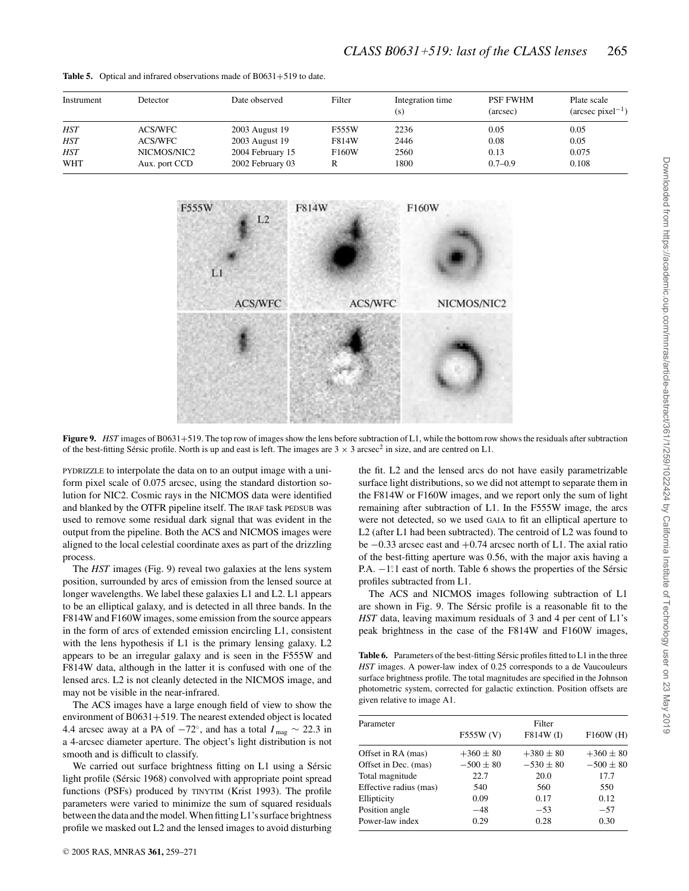**Table 5.** Optical and infrared observations made of B0631+519 to date.

| Instrument | Detector | Date observed | Filter | Integration time (s) | PSF FWHM (arcsec) | Plate scale (arcsec pixel$^{-1}$) |
|---|---|---|---|---|---|---|
| *HST* | ACS/WFC | 2003 August 19 | F555W | 2236 | 0.05 | 0.05 |
| *HST* | ACS/WFC | 2003 August 19 | F814W | 2446 | 0.08 | 0.05 |
| *HST* | NICMOS/NIC2 | 2004 February 15 | F160W | 2560 | 0.13 | 0.075 |
| WHT | Aux. port CCD | 2002 February 03 | R | 1800 | 0.7–0.9 | 0.108 |

**Figure 9.** *HST* images of B0631+519. The top row of images show the lens before subtraction of L1, while the bottom row shows the residuals after subtraction of the best-fitting Sérsic profile. North is up and east is left. The images are $3 \times 3$ arcsec$^2$ in size, and are centred on L1.

PYDRIZZLE to interpolate the data on to an output image with a uniform pixel scale of 0.075 arcsec, using the standard distortion solution for NIC2. Cosmic rays in the NICMOS data were identified and blanked by the OTFR pipeline itself. The IRAF task PEDSUB was used to remove some residual dark signal that was evident in the output from the pipeline. Both the ACS and NICMOS images were aligned to the local celestial coordinate axes as part of the drizzling process.

The *HST* images (Fig. 9) reveal two galaxies at the lens system position, surrounded by arcs of emission from the lensed source at longer wavelengths. We label these galaxies L1 and L2. L1 appears to be an elliptical galaxy, and is detected in all three bands. In the F814W and F160W images, some emission from the source appears in the form of arcs of extended emission encircling L1, consistent with the lens hypothesis if L1 is the primary lensing galaxy. L2 appears to be an irregular galaxy and is seen in the F555W and F814W data, although in the latter it is confused with one of the lensed arcs. L2 is not cleanly detected in the NICMOS image, and may not be visible in the near-infrared.

The ACS images have a large enough field of view to show the environment of B0631+519. The nearest extended object is located 4.4 arcsec away at a PA of $-72°$, and has a total $I_{\rm mag} \sim 22.3$ in a 4-arcsec diameter aperture. The object's light distribution is not smooth and is difficult to classify.

We carried out surface brightness fitting on L1 using a Sérsic light profile (Sérsic 1968) convolved with appropriate point spread functions (PSFs) produced by TINYTIM (Krist 1993). The profile parameters were varied to minimize the sum of squared residuals between the data and the model. When fitting L1's surface brightness profile we masked out L2 and the lensed images to avoid disturbing the fit. L2 and the lensed arcs do not have easily parametrizable surface light distributions, so we did not attempt to separate them in the F814W or F160W images, and we report only the sum of light remaining after subtraction of L1. In the F555W image, the arcs were not detected, so we used GAIA to fit an elliptical aperture to L2 (after L1 had been subtracted). The centroid of L2 was found to be $-0.33$ arcsec east and $+0.74$ arcsec north of L1. The axial ratio of the best-fitting aperture was 0.56, with the major axis having a P.A. $-1\overset{\circ}{.}1$ east of north. Table 6 shows the properties of the Sérsic profiles subtracted from L1.

The ACS and NICMOS images following subtraction of L1 are shown in Fig. 9. The Sérsic profile is a reasonable fit to the *HST* data, leaving maximum residuals of 3 and 4 per cent of L1's peak brightness in the case of the F814W and F160W images,

**Table 6.** Parameters of the best-fitting Sérsic profiles fitted to L1 in the three *HST* images. A power-law index of 0.25 corresponds to a de Vaucouleurs surface brightness profile. The total magnitudes are specified in the Johnson photometric system, corrected for galactic extinction. Position offsets are given relative to image A1.

| Parameter | Filter | | |
|---|---|---|---|
| | F555W (V) | F814W (I) | F160W (H) |
| Offset in RA (mas) | $+360 \pm 80$ | $+380 \pm 80$ | $+360 \pm 80$ |
| Offset in Dec. (mas) | $-500 \pm 80$ | $-530 \pm 80$ | $-500 \pm 80$ |
| Total magnitude | 22.7 | 20.0 | 17.7 |
| Effective radius (mas) | 540 | 560 | 550 |
| Ellipticity | 0.09 | 0.17 | 0.12 |
| Position angle | $-48$ | $-53$ | $-57$ |
| Power-law index | 0.29 | 0.28 | 0.30 |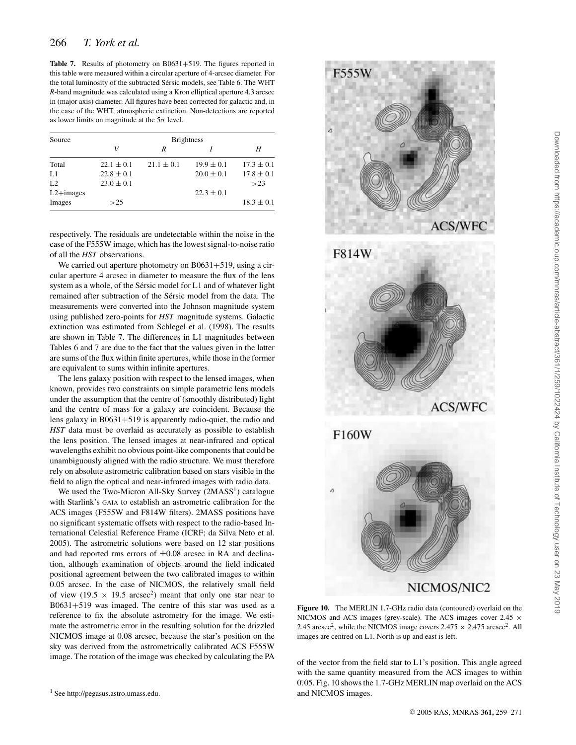**Table 7.** Results of photometry on B0631+519. The figures reported in this table were measured within a circular aperture of 4-arcsec diameter. For the total luminosity of the subtracted Sérsic models, see Table 6. The WHT *R*-band magnitude was calculated using a Kron elliptical aperture 4.3 arcsec in (major axis) diameter. All figures have been corrected for galactic and, in the case of the WHT, atmospheric extinction. Non-detections are reported as lower limits on magnitude at the $5\sigma$ level.

| Source | Brightness | | | |
|---|---|---|---|---|
| | *V* | *R* | *I* | *H* |
| Total | $22.1 \pm 0.1$ | $21.1 \pm 0.1$ | $19.9 \pm 0.1$ | $17.3 \pm 0.1$ |
| L1 | $22.8 \pm 0.1$ | | $20.0 \pm 0.1$ | $17.8 \pm 0.1$ |
| L2 | $23.0 \pm 0.1$ | | | $>23$ |
| L2+images | | | $22.3 \pm 0.1$ | |
| Images | $>25$ | | | $18.3 \pm 0.1$ |

respectively. The residuals are undetectable within the noise in the case of the F555W image, which has the lowest signal-to-noise ratio of all the *HST* observations.

We carried out aperture photometry on B0631+519, using a circular aperture 4 arcsec in diameter to measure the flux of the lens system as a whole, of the Sérsic model for L1 and of whatever light remained after subtraction of the Sérsic model from the data. The measurements were converted into the Johnson magnitude system using published zero-points for *HST* magnitude systems. Galactic extinction was estimated from Schlegel et al. (1998). The results are shown in Table 7. The differences in L1 magnitudes between Tables 6 and 7 are due to the fact that the values given in the latter are sums of the flux within finite apertures, while those in the former are equivalent to sums within infinite apertures.

The lens galaxy position with respect to the lensed images, when known, provides two constraints on simple parametric lens models under the assumption that the centre of (smoothly distributed) light and the centre of mass for a galaxy are coincident. Because the lens galaxy in B0631+519 is apparently radio-quiet, the radio and *HST* data must be overlaid as accurately as possible to establish the lens position. The lensed images at near-infrared and optical wavelengths exhibit no obvious point-like components that could be unambiguously aligned with the radio structure. We must therefore rely on absolute astrometric calibration based on stars visible in the field to align the optical and near-infrared images with radio data.

We used the Two-Micron All-Sky Survey (2MASS[1]) catalogue with Starlink's GAIA to establish an astrometric calibration for the ACS images (F555W and F814W filters). 2MASS positions have no significant systematic offsets with respect to the radio-based International Celestial Reference Frame (ICRF; da Silva Neto et al. 2005). The astrometric solutions were based on 12 star positions and had reported rms errors of $\pm 0.08$ arcsec in RA and declination, although examination of objects around the field indicated positional agreement between the two calibrated images to within 0.05 arcsec. In the case of NICMOS, the relatively small field of view ($19.5 \times 19.5$ arcsec$^2$) meant that only one star near to B0631+519 was imaged. The centre of this star was used as a reference to fix the absolute astrometry for the image. We estimate the astrometric error in the resulting solution for the drizzled NICMOS image at 0.08 arcsec, because the star's position on the sky was derived from the astrometrically calibrated ACS F555W image. The rotation of the image was checked by calculating the PA of the vector from the field star to L1's position. This angle agreed with the same quantity measured from the ACS images to within 0°.05. Fig. 10 shows the 1.7-GHz MERLIN map overlaid on the ACS and NICMOS images.

**Figure 10.** The MERLIN 1.7-GHz radio data (contoured) overlaid on the NICMOS and ACS images (grey-scale). The ACS images cover $2.45 \times 2.45$ arcsec$^2$, while the NICMOS image covers $2.475 \times 2.475$ arcsec$^2$. All images are centred on L1. North is up and east is left.

[1] See http://pegasus.astro.umass.edu.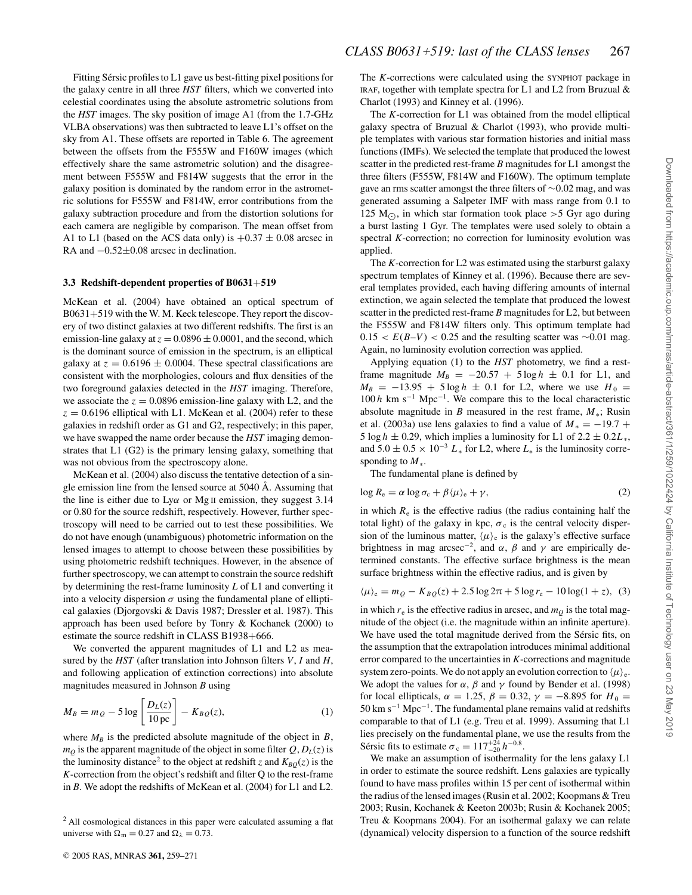Fitting Sérsic profiles to L1 gave us best-fitting pixel positions for the galaxy centre in all three *HST* filters, which we converted into celestial coordinates using the absolute astrometric solutions from the *HST* images. The sky position of image A1 (from the 1.7-GHz VLBA observations) was then subtracted to leave L1's offset on the sky from A1. These offsets are reported in Table 6. The agreement between the offsets from the F555W and F160W images (which effectively share the same astrometric solution) and the disagreement between F555W and F814W suggests that the error in the galaxy position is dominated by the random error in the astrometric solutions for F555W and F814W, error contributions from the galaxy subtraction procedure and from the distortion solutions for each camera are negligible by comparison. The mean offset from A1 to L1 (based on the ACS data only) is $+0.37 \pm 0.08$ arcsec in RA and $-0.52 \pm 0.08$ arcsec in declination.

### 3.3 Redshift-dependent properties of B0631+519

McKean et al. (2004) have obtained an optical spectrum of B0631+519 with the W. M. Keck telescope. They report the discovery of two distinct galaxies at two different redshifts. The first is an emission-line galaxy at $z = 0.0896 \pm 0.0001$, and the second, which is the dominant source of emission in the spectrum, is an elliptical galaxy at $z = 0.6196 \pm 0.0004$. These spectral classifications are consistent with the morphologies, colours and flux densities of the two foreground galaxies detected in the *HST* imaging. Therefore, we associate the $z = 0.0896$ emission-line galaxy with L2, and the $z = 0.6196$ elliptical with L1. McKean et al. (2004) refer to these galaxies in redshift order as G1 and G2, respectively; in this paper, we have swapped the name order because the *HST* imaging demonstrates that L1 (G2) is the primary lensing galaxy, something that was not obvious from the spectroscopy alone.

McKean et al. (2004) also discuss the tentative detection of a single emission line from the lensed source at 5040 Å. Assuming that the line is either due to Ly$\alpha$ or Mg II emission, they suggest 3.14 or 0.80 for the source redshift, respectively. However, further spectroscopy will need to be carried out to test these possibilities. We do not have enough (unambiguous) photometric information on the lensed images to attempt to choose between these possibilities by using photometric redshift techniques. However, in the absence of further spectroscopy, we can attempt to constrain the source redshift by determining the rest-frame luminosity $L$ of L1 and converting it into a velocity dispersion $\sigma$ using the fundamental plane of elliptical galaxies (Djorgovski & Davis 1987; Dressler et al. 1987). This approach has been used before by Tonry & Kochanek (2000) to estimate the source redshift in CLASS B1938+666.

We converted the apparent magnitudes of L1 and L2 as measured by the *HST* (after translation into Johnson filters $V$, $I$ and $H$, and following application of extinction corrections) into absolute magnitudes measured in Johnson $B$ using

$$M_B = m_Q - 5\log\left[\frac{D_L(z)}{10\,\mathrm{pc}}\right] - K_{BQ}(z), \tag{1}$$

where $M_B$ is the predicted absolute magnitude of the object in $B$, $m_Q$ is the apparent magnitude of the object in some filter $Q$, $D_L(z)$ is the luminosity distance[2] to the object at redshift $z$ and $K_{BQ}(z)$ is the $K$-correction from the object's redshift and filter Q to the rest-frame in $B$. We adopt the redshifts of McKean et al. (2004) for L1 and L2.

[2] All cosmological distances in this paper were calculated assuming a flat universe with $\Omega_\mathrm{m} = 0.27$ and $\Omega_\lambda = 0.73$.

The $K$-corrections were calculated using the SYNPHOT package in IRAF, together with template spectra for L1 and L2 from Bruzual & Charlot (1993) and Kinney et al. (1996).

The $K$-correction for L1 was obtained from the model elliptical galaxy spectra of Bruzual & Charlot (1993), who provide multiple templates with various star formation histories and initial mass functions (IMFs). We selected the template that produced the lowest scatter in the predicted rest-frame $B$ magnitudes for L1 amongst the three filters (F555W, F814W and F160W). The optimum template gave an rms scatter amongst the three filters of ∼0.02 mag, and was generated assuming a Salpeter IMF with mass range from 0.1 to 125 $\mathrm{M}_\odot$, in which star formation took place >5 Gyr ago during a burst lasting 1 Gyr. The templates were used solely to obtain a spectral $K$-correction; no correction for luminosity evolution was applied.

The $K$-correction for L2 was estimated using the starburst galaxy spectrum templates of Kinney et al. (1996). Because there are several templates provided, each having differing amounts of internal extinction, we again selected the template that produced the lowest scatter in the predicted rest-frame $B$ magnitudes for L2, but between the F555W and F814W filters only. This optimum template had $0.15 < E(B–V) < 0.25$ and the resulting scatter was ∼0.01 mag. Again, no luminosity evolution correction was applied.

Applying equation (1) to the *HST* photometry, we find a rest-frame magnitude $M_B = -20.57 + 5\log h \pm 0.1$ for L1, and $M_B = -13.95 + 5\log h \pm 0.1$ for L2, where we use $H_0 = 100\,h$ km s$^{-1}$ Mpc$^{-1}$. We compare this to the local characteristic absolute magnitude in $B$ measured in the rest frame, $M_*$; Rusin et al. (2003a) use lens galaxies to find a value of $M_* = -19.7 + 5\log h \pm 0.29$, which implies a luminosity for L1 of $2.2 \pm 0.2 L_*$, and $5.0 \pm 0.5 \times 10^{-3}\,L_*$ for L2, where $L_*$ is the luminosity corresponding to $M_*$.

The fundamental plane is defined by

$$\log R_\mathrm{e} = \alpha \log \sigma_\mathrm{c} + \beta \langle\mu\rangle_\mathrm{e} + \gamma, \tag{2}$$

in which $R_\mathrm{e}$ is the effective radius (the radius containing half the total light) of the galaxy in kpc, $\sigma_\mathrm{c}$ is the central velocity dispersion of the luminous matter, $\langle\mu\rangle_\mathrm{e}$ is the galaxy's effective surface brightness in mag arcsec$^{-2}$, and $\alpha$, $\beta$ and $\gamma$ are empirically determined constants. The effective surface brightness is the mean surface brightness within the effective radius, and is given by

$$\langle\mu\rangle_\mathrm{e} = m_Q - K_{BQ}(z) + 2.5\log 2\pi + 5\log r_\mathrm{e} - 10\log(1+z), \tag{3}$$

in which $r_\mathrm{e}$ is the effective radius in arcsec, and $m_Q$ is the total magnitude of the object (i.e. the magnitude within an infinite aperture). We have used the total magnitude derived from the Sérsic fits, on the assumption that the extrapolation introduces minimal additional error compared to the uncertainties in $K$-corrections and magnitude system zero-points. We do not apply an evolution correction to $\langle\mu\rangle_\mathrm{e}$. We adopt the values for $\alpha$, $\beta$ and $\gamma$ found by Bender et al. (1998) for local ellipticals, $\alpha = 1.25$, $\beta = 0.32$, $\gamma = -8.895$ for $H_0 = 50$ km s$^{-1}$ Mpc$^{-1}$. The fundamental plane remains valid at redshifts comparable to that of L1 (e.g. Treu et al. 1999). Assuming that L1 lies precisely on the fundamental plane, we use the results from the Sérsic fits to estimate $\sigma_\mathrm{c} = 117^{+24}_{-20}\,h^{-0.8}$.

We make an assumption of isothermality for the lens galaxy L1 in order to estimate the source redshift. Lens galaxies are typically found to have mass profiles within 15 per cent of isothermal within the radius of the lensed images (Rusin et al. 2002; Koopmans & Treu 2003; Rusin, Kochanek & Keeton 2003b; Rusin & Kochanek 2005; Treu & Koopmans 2004). For an isothermal galaxy we can relate (dynamical) velocity dispersion to a function of the source redshift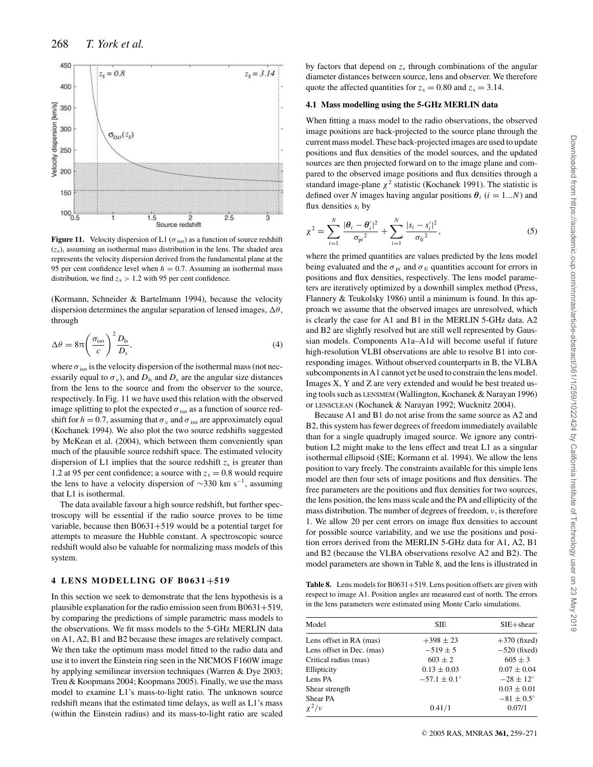**Figure 11.** Velocity dispersion of L1 ($\sigma_{\rm iso}$) as a function of source redshift ($z_{\rm s}$), assuming an isothermal mass distribution in the lens. The shaded area represents the velocity dispersion derived from the fundamental plane at the 95 per cent confidence level when $h = 0.7$. Assuming an isothermal mass distribution, we find $z_{\rm s} > 1.2$ with 95 per cent confidence.

(Kormann, Schneider & Bartelmann 1994), because the velocity dispersion determines the angular separation of lensed images, $\Delta\theta$, through

$$\Delta\theta = 8\pi \left( \frac{\sigma_{\rm iso}}{c} \right)^2 \frac{D_{\rm ls}}{D_{\rm s}}, \tag{4}$$

where $\sigma_{\rm iso}$ is the velocity dispersion of the isothermal mass (not necessarily equal to $\sigma_{\rm c}$), and $D_{\rm ls}$ and $D_{\rm s}$ are the angular size distances from the lens to the source and from the observer to the source, respectively. In Fig. 11 we have used this relation with the observed image splitting to plot the expected $\sigma_{\rm iso}$ as a function of source redshift for $h = 0.7$, assuming that $\sigma_{\rm c}$ and $\sigma_{\rm iso}$ are approximately equal (Kochanek 1994). We also plot the two source redshifts suggested by McKean et al. (2004), which between them conveniently span much of the plausible source redshift space. The estimated velocity dispersion of L1 implies that the source redshift $z_{\rm s}$ is greater than 1.2 at 95 per cent confidence; a source with $z_{\rm s} = 0.8$ would require the lens to have a velocity dispersion of $\sim$330 km s$^{-1}$, assuming that L1 is isothermal.

The data available favour a high source redshift, but further spectroscopy will be essential if the radio source proves to be time variable, because then B0631+519 would be a potential target for attempts to measure the Hubble constant. A spectroscopic source redshift would also be valuable for normalizing mass models of this system.

## 4 LENS MODELLING OF B0631+519

In this section we seek to demonstrate that the lens hypothesis is a plausible explanation for the radio emission seen from B0631+519, by comparing the predictions of simple parametric mass models to the observations. We fit mass models to the 5-GHz MERLIN data on A1, A2, B1 and B2 because these images are relatively compact. We then take the optimum mass model fitted to the radio data and use it to invert the Einstein ring seen in the NICMOS F160W image by applying semilinear inversion techniques (Warren & Dye 2003; Treu & Koopmans 2004; Koopmans 2005). Finally, we use the mass model to examine L1's mass-to-light ratio. The unknown source redshift means that the estimated time delays, as well as L1's mass (within the Einstein radius) and its mass-to-light ratio are scaled by factors that depend on $z_{\rm s}$ through combinations of the angular diameter distances between source, lens and observer. We therefore quote the affected quantities for $z_{\rm s} = 0.80$ and $z_{\rm s} = 3.14$.

### 4.1 Mass modelling using the 5-GHz MERLIN data

When fitting a mass model to the radio observations, the observed image positions are back-projected to the source plane through the current mass model. These back-projected images are used to update positions and flux densities of the model sources, and the updated sources are then projected forward on to the image plane and compared to the observed image positions and flux densities through a standard image-plane $\chi^2$ statistic (Kochanek 1991). The statistic is defined over $N$ images having angular positions $\boldsymbol{\theta}_i$ ($i = 1...N$) and flux densities $s_i$ by

$$\chi^2 = \sum_{i=1}^{N} \frac{|\boldsymbol{\theta}_i - \boldsymbol{\theta}_i'|^2}{\sigma_{{\rm p}i}{}^2} + \sum_{i=1}^{N} \frac{|s_i - s_i'|^2}{\sigma_{{\rm f}i}{}^2}, \tag{5}$$

where the primed quantities are values predicted by the lens model being evaluated and the $\sigma_{{\rm p}i}$ and $\sigma_{{\rm f}i}$ quantities account for errors in positions and flux densities, respectively. The lens model parameters are iteratively optimized by a downhill simplex method (Press, Flannery & Teukolsky 1986) until a minimum is found. In this approach we assume that the observed images are unresolved, which is clearly the case for A1 and B1 in the MERLIN 5-GHz data. A2 and B2 are slightly resolved but are still well represented by Gaussian models. Components A1a–A1d will become useful if future high-resolution VLBI observations are able to resolve B1 into corresponding images. Without observed counterparts in B, the VLBA subcomponents in A1 cannot yet be used to constrain the lens model. Images X, Y and Z are very extended and would be best treated using tools such as LENSMEM (Wallington, Kochanek & Narayan 1996) or LENSCLEAN (Kochanek & Narayan 1992; Wucknitz 2004).

Because A1 and B1 do not arise from the same source as A2 and B2, this system has fewer degrees of freedom immediately available than for a single quadruply imaged source. We ignore any contribution L2 might make to the lens effect and treat L1 as a singular isothermal ellipsoid (SIE; Kormann et al. 1994). We allow the lens position to vary freely. The constraints available for this simple lens model are then four sets of image positions and flux densities. The free parameters are the positions and flux densities for two sources, the lens position, the lens mass scale and the PA and ellipticity of the mass distribution. The number of degrees of freedom, $\nu$, is therefore 1. We allow 20 per cent errors on image flux densities to account for possible source variability, and we use the positions and position errors derived from the MERLIN 5-GHz data for A1, A2, B1 and B2 (because the VLBA observations resolve A2 and B2). The model parameters are shown in Table 8, and the lens is illustrated in

**Table 8.** Lens models for B0631+519. Lens position offsets are given with respect to image A1. Position angles are measured east of north. The errors in the lens parameters were estimated using Monte Carlo simulations.

| Model | SIE | SIE+shear |
|---|---|---|
| Lens offset in RA (mas) | $+398 \pm 23$ | $+370$ (fixed) |
| Lens offset in Dec. (mas) | $-519 \pm 5$ | $-520$ (fixed) |
| Critical radius (mas) | $603 \pm 2$ | $605 \pm 3$ |
| Ellipticity | $0.13 \pm 0.03$ | $0.07 \pm 0.04$ |
| Lens PA | $-57.1 \pm 0.1^\circ$ | $-28 \pm 12^\circ$ |
| Shear strength | | $0.03 \pm 0.01$ |
| Shear PA | | $-81 \pm 0.5^\circ$ |
| $\chi^2/\nu$ | 0.41/1 | 0.07/1 |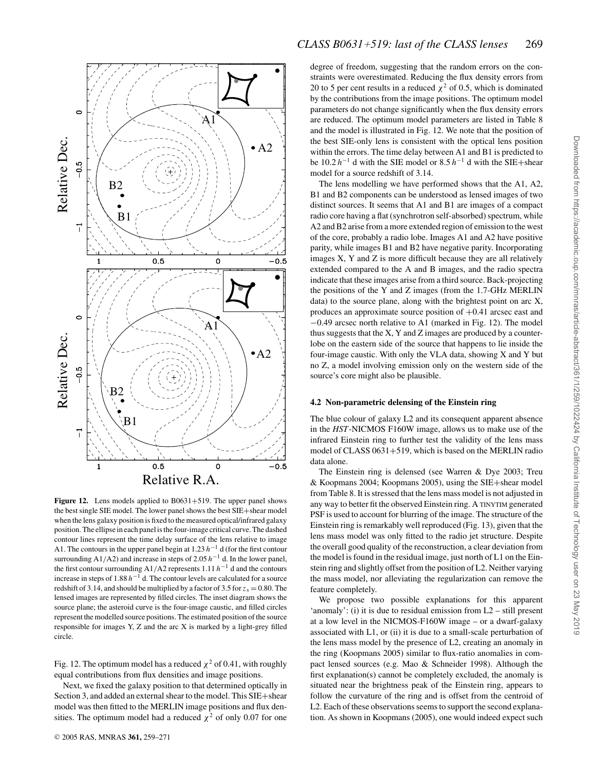**Figure 12.** Lens models applied to B0631+519. The upper panel shows the best single SIE model. The lower panel shows the best SIE+shear model when the lens galaxy position is fixed to the measured optical/infrared galaxy position. The ellipse in each panel is the four-image critical curve. The dashed contour lines represent the time delay surface of the lens relative to image A1. The contours in the upper panel begin at $1.23\,h^{-1}$ d (for the first contour surrounding A1/A2) and increase in steps of $2.05\,h^{-1}$ d. In the lower panel, the first contour surrounding A1/A2 represents $1.11\,h^{-1}$ d and the contours increase in steps of $1.88\,h^{-1}$ d. The contour levels are calculated for a source redshift of 3.14, and should be multiplied by a factor of 3.5 for $z_s = 0.80$. The lensed images are represented by filled circles. The inset diagram shows the source plane; the asteroid curve is the four-image caustic, and filled circles represent the modelled source positions. The estimated position of the source responsible for images Y, Z and the arc X is marked by a light-grey filled circle.

Fig. 12. The optimum model has a reduced $\chi^2$ of 0.41, with roughly equal contributions from flux densities and image positions.

Next, we fixed the galaxy position to that determined optically in Section 3, and added an external shear to the model. This SIE+shear model was then fitted to the MERLIN image positions and flux densities. The optimum model had a reduced $\chi^2$ of only 0.07 for one degree of freedom, suggesting that the random errors on the constraints were overestimated. Reducing the flux density errors from 20 to 5 per cent results in a reduced $\chi^2$ of 0.5, which is dominated by the contributions from the image positions. The optimum model parameters do not change significantly when the flux density errors are reduced. The optimum model parameters are listed in Table 8 and the model is illustrated in Fig. 12. We note that the position of the best SIE-only lens is consistent with the optical lens position within the errors. The time delay between A1 and B1 is predicted to be $10.2\,h^{-1}$ d with the SIE model or $8.5\,h^{-1}$ d with the SIE+shear model for a source redshift of 3.14.

The lens modelling we have performed shows that the A1, A2, B1 and B2 components can be understood as lensed images of two distinct sources. It seems that A1 and B1 are images of a compact radio core having a flat (synchrotron self-absorbed) spectrum, while A2 and B2 arise from a more extended region of emission to the west of the core, probably a radio lobe. Images A1 and A2 have positive parity, while images B1 and B2 have negative parity. Incorporating images X, Y and Z is more difficult because they are all relatively extended compared to the A and B images, and the radio spectra indicate that these images arise from a third source. Back-projecting the positions of the Y and Z images (from the 1.7-GHz MERLIN data) to the source plane, along with the brightest point on arc X, produces an approximate source position of +0.41 arcsec east and −0.49 arcsec north relative to A1 (marked in Fig. 12). The model thus suggests that the X, Y and Z images are produced by a counter-lobe on the eastern side of the source that happens to lie inside the four-image caustic. With only the VLA data, showing X and Y but no Z, a model involving emission only on the western side of the source's core might also be plausible.

### 4.2 Non-parametric delensing of the Einstein ring

The blue colour of galaxy L2 and its consequent apparent absence in the *HST*-NICMOS F160W image, allows us to make use of the infrared Einstein ring to further test the validity of the lens mass model of CLASS 0631+519, which is based on the MERLIN radio data alone.

The Einstein ring is delensed (see Warren & Dye 2003; Treu & Koopmans 2004; Koopmans 2005), using the SIE+shear model from Table 8. It is stressed that the lens mass model is not adjusted in any way to better fit the observed Einstein ring. A TINYTIM generated PSF is used to account for blurring of the image. The structure of the Einstein ring is remarkably well reproduced (Fig. 13), given that the lens mass model was only fitted to the radio jet structure. Despite the overall good quality of the reconstruction, a clear deviation from the model is found in the residual image, just north of L1 on the Einstein ring and slightly offset from the position of L2. Neither varying the mass model, nor alleviating the regularization can remove the feature completely.

We propose two possible explanations for this apparent 'anomaly': (i) it is due to residual emission from L2 – still present at a low level in the NICMOS-F160W image – or a dwarf-galaxy associated with L1, or (ii) it is due to a small-scale perturbation of the lens mass model by the presence of L2, creating an anomaly in the ring (Koopmans 2005) similar to flux-ratio anomalies in compact lensed sources (e.g. Mao & Schneider 1998). Although the first explanation(s) cannot be completely excluded, the anomaly is situated near the brightness peak of the Einstein ring, appears to follow the curvature of the ring and is offset from the centroid of L2. Each of these observations seems to support the second explanation. As shown in Koopmans (2005), one would indeed expect such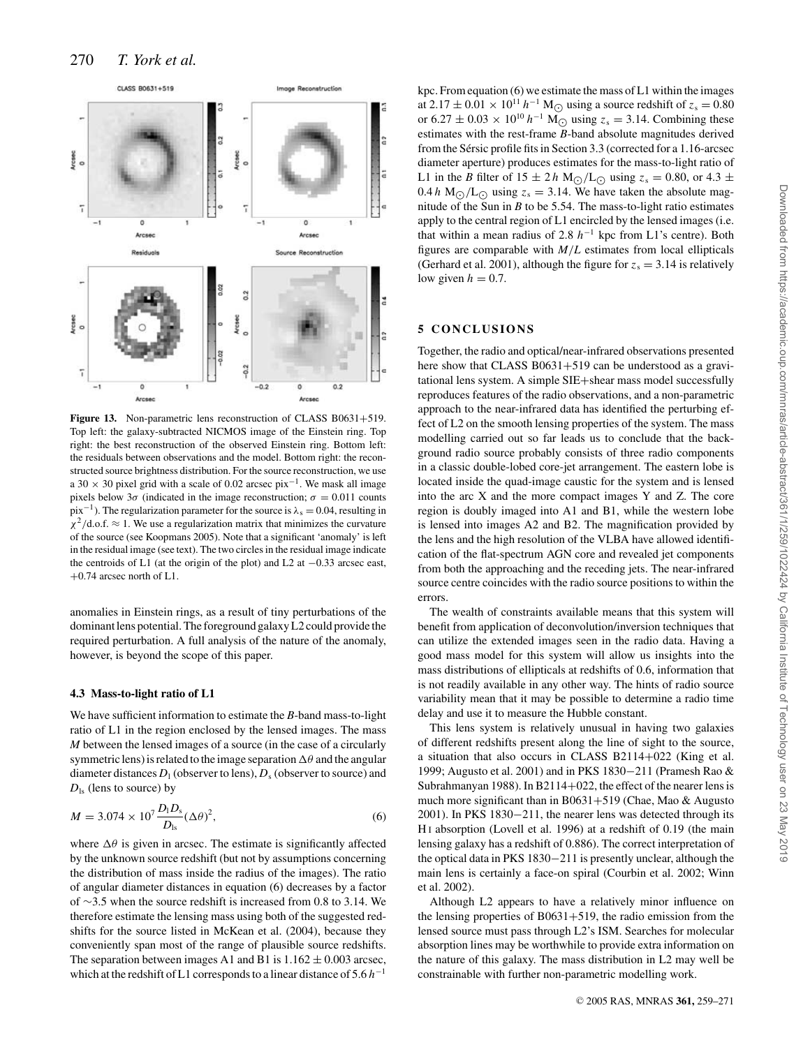**Figure 13.** Non-parametric lens reconstruction of CLASS B0631+519. Top left: the galaxy-subtracted NICMOS image of the Einstein ring. Top right: the best reconstruction of the observed Einstein ring. Bottom left: the residuals between observations and the model. Bottom right: the reconstructed source brightness distribution. For the source reconstruction, we use a $30 \times 30$ pixel grid with a scale of 0.02 arcsec pix$^{-1}$. We mask all image pixels below $3\sigma$ (indicated in the image reconstruction; $\sigma = 0.011$ counts pix$^{-1}$). The regularization parameter for the source is $\lambda_s = 0.04$, resulting in $\chi^2/\mathrm{d.o.f.} \approx 1$. We use a regularization matrix that minimizes the curvature of the source (see Koopmans 2005). Note that a significant 'anomaly' is left in the residual image (see text). The two circles in the residual image indicate the centroids of L1 (at the origin of the plot) and L2 at −0.33 arcsec east, +0.74 arcsec north of L1.

anomalies in Einstein rings, as a result of tiny perturbations of the dominant lens potential. The foreground galaxy L2 could provide the required perturbation. A full analysis of the nature of the anomaly, however, is beyond the scope of this paper.

### 4.3 Mass-to-light ratio of L1

We have sufficient information to estimate the *B*-band mass-to-light ratio of L1 in the region enclosed by the lensed images. The mass *M* between the lensed images of a source (in the case of a circularly symmetric lens) is related to the image separation $\Delta\theta$ and the angular diameter distances $D_l$ (observer to lens), $D_s$ (observer to source) and $D_{ls}$ (lens to source) by

$$M = 3.074 \times 10^7 \frac{D_l D_s}{D_{ls}} (\Delta\theta)^2, \tag{6}$$

where $\Delta\theta$ is given in arcsec. The estimate is significantly affected by the unknown source redshift (but not by assumptions concerning the distribution of mass inside the radius of the images). The ratio of angular diameter distances in equation (6) decreases by a factor of ∼3.5 when the source redshift is increased from 0.8 to 3.14. We therefore estimate the lensing mass using both of the suggested redshifts for the source listed in McKean et al. (2004), because they conveniently span most of the range of plausible source redshifts. The separation between images A1 and B1 is $1.162 \pm 0.003$ arcsec, which at the redshift of L1 corresponds to a linear distance of $5.6\,h^{-1}$ kpc. From equation (6) we estimate the mass of L1 within the images at $2.17 \pm 0.01 \times 10^{11}\,h^{-1}\,\mathrm{M}_\odot$ using a source redshift of $z_s = 0.80$ or $6.27 \pm 0.03 \times 10^{10}\,h^{-1}\,\mathrm{M}_\odot$ using $z_s = 3.14$. Combining these estimates with the rest-frame *B*-band absolute magnitudes derived from the Sérsic profile fits in Section 3.3 (corrected for a 1.16-arcsec diameter aperture) produces estimates for the mass-to-light ratio of L1 in the *B* filter of $15 \pm 2\,h\,\mathrm{M}_\odot/\mathrm{L}_\odot$ using $z_s = 0.80$, or $4.3 \pm 0.4\,h\,\mathrm{M}_\odot/\mathrm{L}_\odot$ using $z_s = 3.14$. We have taken the absolute magnitude of the Sun in *B* to be 5.54. The mass-to-light ratio estimates apply to the central region of L1 encircled by the lensed images (i.e. that within a mean radius of 2.8 $h^{-1}$ kpc from L1's centre). Both figures are comparable with $M/L$ estimates from local ellipticals (Gerhard et al. 2001), although the figure for $z_s = 3.14$ is relatively low given $h = 0.7$.

## 5 CONCLUSIONS

Together, the radio and optical/near-infrared observations presented here show that CLASS B0631+519 can be understood as a gravitational lens system. A simple SIE+shear mass model successfully reproduces features of the radio observations, and a non-parametric approach to the near-infrared data has identified the perturbing effect of L2 on the smooth lensing properties of the system. The mass modelling carried out so far leads us to conclude that the background radio source probably consists of three radio components in a classic double-lobed core-jet arrangement. The eastern lobe is located inside the quad-image caustic for the system and is lensed into the arc X and the more compact images Y and Z. The core region is doubly imaged into A1 and B1, while the western lobe is lensed into images A2 and B2. The magnification provided by the lens and the high resolution of the VLBA have allowed identification of the flat-spectrum AGN core and revealed jet components from both the approaching and the receding jets. The near-infrared source centre coincides with the radio source positions to within the errors.

The wealth of constraints available means that this system will benefit from application of deconvolution/inversion techniques that can utilize the extended images seen in the radio data. Having a good mass model for this system will allow us insights into the mass distributions of ellipticals at redshifts of 0.6, information that is not readily available in any other way. The hints of radio source variability mean that it may be possible to determine a radio time delay and use it to measure the Hubble constant.

This lens system is relatively unusual in having two galaxies of different redshifts present along the line of sight to the source, a situation that also occurs in CLASS B2114+022 (King et al. 1999; Augusto et al. 2001) and in PKS 1830−211 (Pramesh Rao & Subrahmanyan 1988). In B2114+022, the effect of the nearer lens is much more significant than in B0631+519 (Chae, Mao & Augusto 2001). In PKS 1830−211, the nearer lens was detected through its H I absorption (Lovell et al. 1996) at a redshift of 0.19 (the main lensing galaxy has a redshift of 0.886). The correct interpretation of the optical data in PKS 1830−211 is presently unclear, although the main lens is certainly a face-on spiral (Courbin et al. 2002; Winn et al. 2002).

Although L2 appears to have a relatively minor influence on the lensing properties of B0631+519, the radio emission from the lensed source must pass through L2's ISM. Searches for molecular absorption lines may be worthwhile to provide extra information on the nature of this galaxy. The mass distribution in L2 may well be constrainable with further non-parametric modelling work.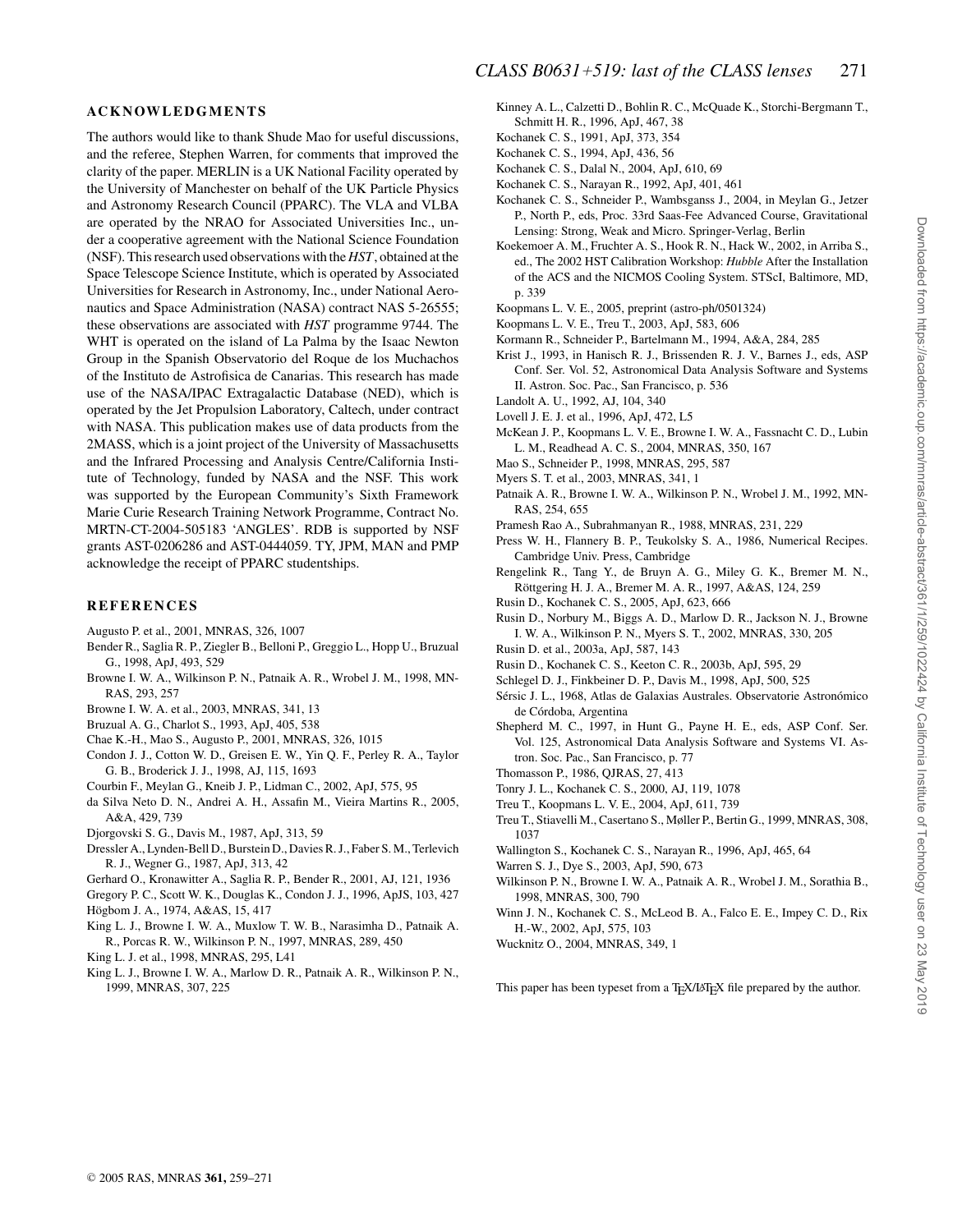## ACKNOWLEDGMENTS

The authors would like to thank Shude Mao for useful discussions, and the referee, Stephen Warren, for comments that improved the clarity of the paper. MERLIN is a UK National Facility operated by the University of Manchester on behalf of the UK Particle Physics and Astronomy Research Council (PPARC). The VLA and VLBA are operated by the NRAO for Associated Universities Inc., under a cooperative agreement with the National Science Foundation (NSF). This research used observations with the *HST*, obtained at the Space Telescope Science Institute, which is operated by Associated Universities for Research in Astronomy, Inc., under National Aeronautics and Space Administration (NASA) contract NAS 5-26555; these observations are associated with *HST* programme 9744. The WHT is operated on the island of La Palma by the Isaac Newton Group in the Spanish Observatorio del Roque de los Muchachos of the Instituto de Astrofisica de Canarias. This research has made use of the NASA/IPAC Extragalactic Database (NED), which is operated by the Jet Propulsion Laboratory, Caltech, under contract with NASA. This publication makes use of data products from the 2MASS, which is a joint project of the University of Massachusetts and the Infrared Processing and Analysis Centre/California Institute of Technology, funded by NASA and the NSF. This work was supported by the European Community's Sixth Framework Marie Curie Research Training Network Programme, Contract No. MRTN-CT-2004-505183 'ANGLES'. RDB is supported by NSF grants AST-0206286 and AST-0444059. TY, JPM, MAN and PMP acknowledge the receipt of PPARC studentships.

## REFERENCES

Augusto P. et al., 2001, MNRAS, 326, 1007
Bender R., Saglia R. P., Ziegler B., Belloni P., Greggio L., Hopp U., Bruzual G., 1998, ApJ, 493, 529
Browne I. W. A., Wilkinson P. N., Patnaik A. R., Wrobel J. M., 1998, MNRAS, 293, 257
Browne I. W. A. et al., 2003, MNRAS, 341, 13
Bruzual A. G., Charlot S., 1993, ApJ, 405, 538
Chae K.-H., Mao S., Augusto P., 2001, MNRAS, 326, 1015
Condon J. J., Cotton W. D., Greisen E. W., Yin Q. F., Perley R. A., Taylor G. B., Broderick J. J., 1998, AJ, 115, 1693
Courbin F., Meylan G., Kneib J. P., Lidman C., 2002, ApJ, 575, 95
da Silva Neto D. N., Andrei A. H., Assafin M., Vieira Martins R., 2005, A&A, 429, 739
Djorgovski S. G., Davis M., 1987, ApJ, 313, 59
Dressler A., Lynden-Bell D., Burstein D., Davies R. J., Faber S. M., Terlevich R. J., Wegner G., 1987, ApJ, 313, 42
Gerhard O., Kronawitter A., Saglia R. P., Bender R., 2001, AJ, 121, 1936
Gregory P. C., Scott W. K., Douglas K., Condon J. J., 1996, ApJS, 103, 427
Högbom J. A., 1974, A&AS, 15, 417
King L. J., Browne I. W. A., Muxlow T. W. B., Narasimha D., Patnaik A. R., Porcas R. W., Wilkinson P. N., 1997, MNRAS, 289, 450
King L. J. et al., 1998, MNRAS, 295, L41
King L. J., Browne I. W. A., Marlow D. R., Patnaik A. R., Wilkinson P. N., 1999, MNRAS, 307, 225
Kinney A. L., Calzetti D., Bohlin R. C., McQuade K., Storchi-Bergmann T., Schmitt H. R., 1996, ApJ, 467, 38
Kochanek C. S., 1991, ApJ, 373, 354
Kochanek C. S., 1994, ApJ, 436, 56
Kochanek C. S., Dalal N., 2004, ApJ, 610, 69
Kochanek C. S., Narayan R., 1992, ApJ, 401, 461
Kochanek C. S., Schneider P., Wambsganss J., 2004, in Meylan G., Jetzer P., North P., eds, Proc. 33rd Saas-Fee Advanced Course, Gravitational Lensing: Strong, Weak and Micro. Springer-Verlag, Berlin
Koekemoer A. M., Fruchter A. S., Hook R. N., Hack W., 2002, in Arriba S., ed., The 2002 HST Calibration Workshop: *Hubble* After the Installation of the ACS and the NICMOS Cooling System. STScI, Baltimore, MD, p. 339
Koopmans L. V. E., 2005, preprint (astro-ph/0501324)
Koopmans L. V. E., Treu T., 2003, ApJ, 583, 606
Kormann R., Schneider P., Bartelmann M., 1994, A&A, 284, 285
Krist J., 1993, in Hanisch R. J., Brissenden R. J. V., Barnes J., eds, ASP Conf. Ser. Vol. 52, Astronomical Data Analysis Software and Systems II. Astron. Soc. Pac., San Francisco, p. 536
Landolt A. U., 1992, AJ, 104, 340
Lovell J. E. J. et al., 1996, ApJ, 472, L5
McKean J. P., Koopmans L. V. E., Browne I. W. A., Fassnacht C. D., Lubin L. M., Readhead A. C. S., 2004, MNRAS, 350, 167
Mao S., Schneider P., 1998, MNRAS, 295, 587
Myers S. T. et al., 2003, MNRAS, 341, 1
Patnaik A. R., Browne I. W. A., Wilkinson P. N., Wrobel J. M., 1992, MNRAS, 254, 655
Pramesh Rao A., Subrahmanyan R., 1988, MNRAS, 231, 229
Press W. H., Flannery B. P., Teukolsky S. A., 1986, Numerical Recipes. Cambridge Univ. Press, Cambridge
Rengelink R., Tang Y., de Bruyn A. G., Miley G. K., Bremer M. N., Röttgering H. J. A., Bremer M. A. R., 1997, A&AS, 124, 259
Rusin D., Kochanek C. S., 2005, ApJ, 623, 666
Rusin D., Norbury M., Biggs A. D., Marlow D. R., Jackson N. J., Browne I. W. A., Wilkinson P. N., Myers S. T., 2002, MNRAS, 330, 205
Rusin D. et al., 2003a, ApJ, 587, 143
Rusin D., Kochanek C. S., Keeton C. R., 2003b, ApJ, 595, 29
Schlegel D. J., Finkbeiner D. P., Davis M., 1998, ApJ, 500, 525
Sérsic J. L., 1968, Atlas de Galaxias Australes. Observatorie Astronómico de Córdoba, Argentina
Shepherd M. C., 1997, in Hunt G., Payne H. E., eds, ASP Conf. Ser. Vol. 125, Astronomical Data Analysis Software and Systems VI. Astron. Soc. Pac., San Francisco, p. 77
Thomasson P., 1986, QJRAS, 27, 413
Tonry J. L., Kochanek C. S., 2000, AJ, 119, 1078
Treu T., Koopmans L. V. E., 2004, ApJ, 611, 739
Treu T., Stiavelli M., Casertano S., Møller P., Bertin G., 1999, MNRAS, 308, 1037
Wallington S., Kochanek C. S., Narayan R., 1996, ApJ, 465, 64
Warren S. J., Dye S., 2003, ApJ, 590, 673
Wilkinson P. N., Browne I. W. A., Patnaik A. R., Wrobel J. M., Sorathia B., 1998, MNRAS, 300, 790
Winn J. N., Kochanek C. S., McLeod B. A., Falco E. E., Impey C. D., Rix H.-W., 2002, ApJ, 575, 103
Wucknitz O., 2004, MNRAS, 349, 1

This paper has been typeset from a TEX/LATEX file prepared by the author.